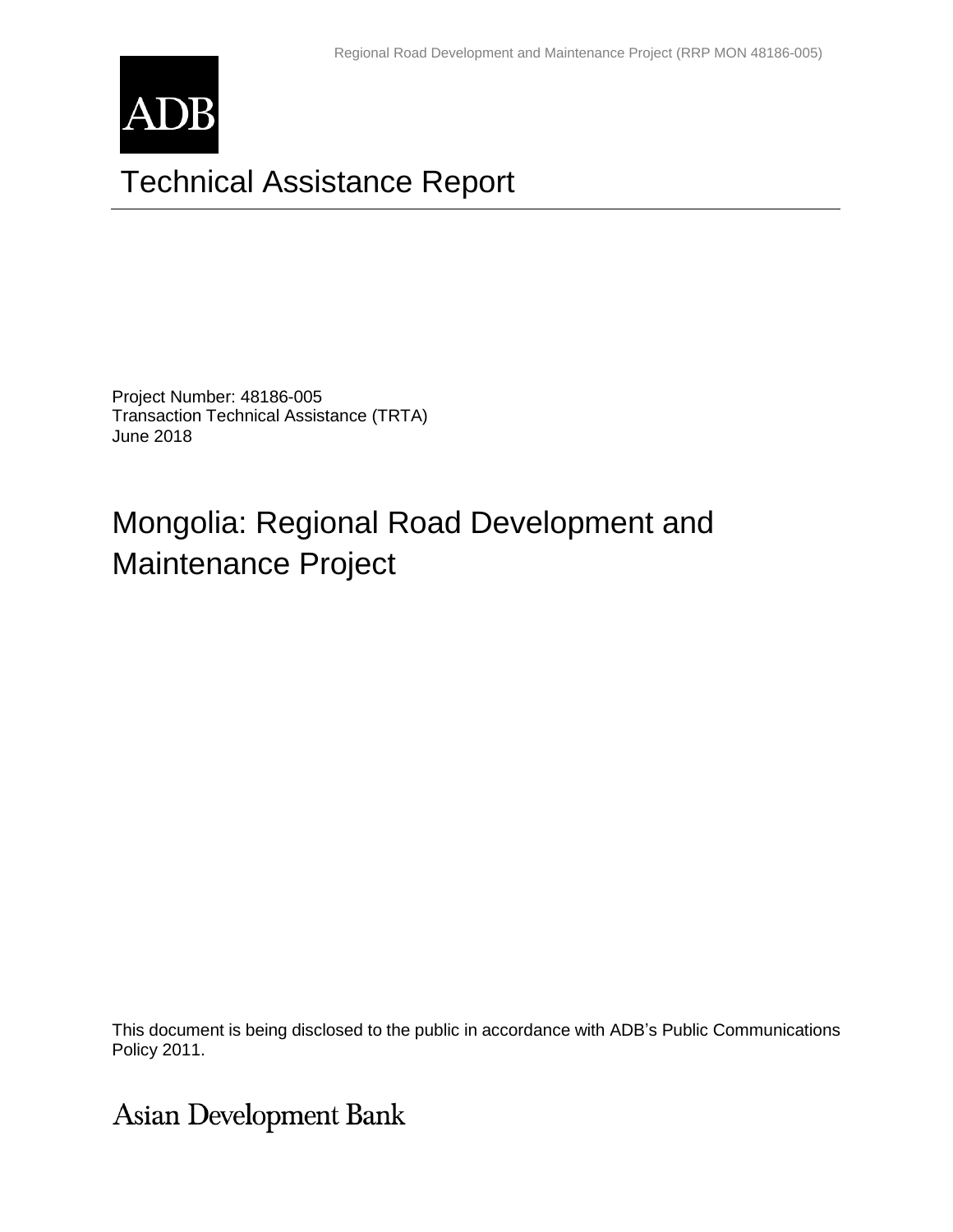ADB

# Technical Assistance Report

Project Number: 48186-005
Transaction Technical Assistance (TRTA)
June 2018

# Mongolia: Regional Road Development and Maintenance Project

This document is being disclosed to the public in accordance with ADB's Public Communications Policy 2011.

Asian Development Bank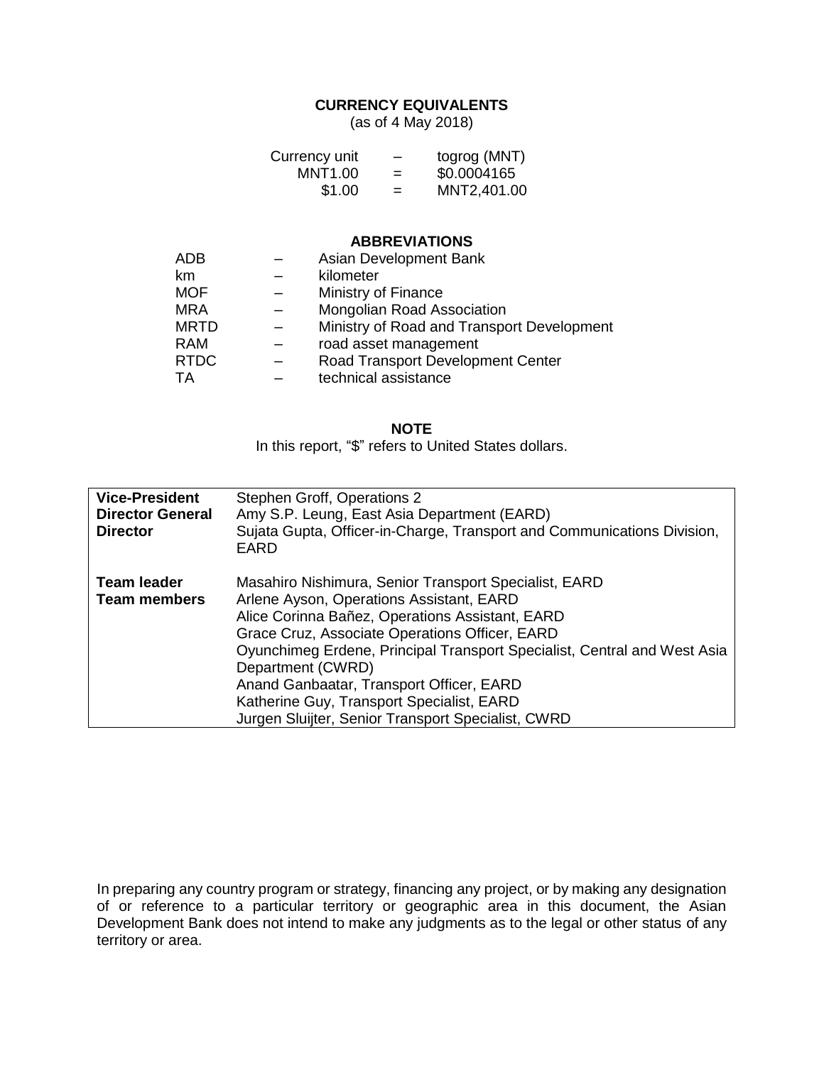## CURRENCY EQUIVALENTS

(as of 4 May 2018)

| | | |
|---|---|---|
| Currency unit | – | togrog (MNT) |
| MNT1.00 | = | \$0.0004165 |
| \$1.00 | = | MNT2,401.00 |

## ABBREVIATIONS

| | | |
|---|---|---|
| ADB | – | Asian Development Bank |
| km | – | kilometer |
| MOF | – | Ministry of Finance |
| MRA | – | Mongolian Road Association |
| MRTD | – | Ministry of Road and Transport Development |
| RAM | – | road asset management |
| RTDC | – | Road Transport Development Center |
| TA | – | technical assistance |

## NOTE

In this report, "\$" refers to United States dollars.

| | |
|---|---|
| **Vice-President** | Stephen Groff, Operations 2 |
| **Director General** | Amy S.P. Leung, East Asia Department (EARD) |
| **Director** | Sujata Gupta, Officer-in-Charge, Transport and Communications Division, EARD |
| **Team leader** | Masahiro Nishimura, Senior Transport Specialist, EARD |
| **Team members** | Arlene Ayson, Operations Assistant, EARD<br>Alice Corinna Bañez, Operations Assistant, EARD<br>Grace Cruz, Associate Operations Officer, EARD<br>Oyunchimeg Erdene, Principal Transport Specialist, Central and West Asia Department (CWRD)<br>Anand Ganbaatar, Transport Officer, EARD<br>Katherine Guy, Transport Specialist, EARD<br>Jurgen Sluijter, Senior Transport Specialist, CWRD |

In preparing any country program or strategy, financing any project, or by making any designation of or reference to a particular territory or geographic area in this document, the Asian Development Bank does not intend to make any judgments as to the legal or other status of any territory or area.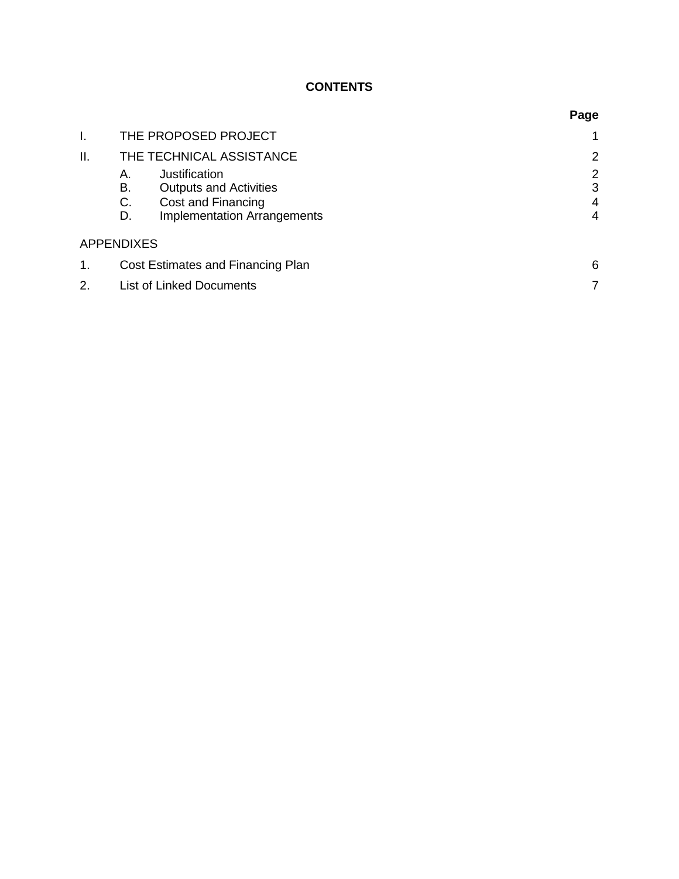# CONTENTS

| | | Page |
|---|---|---|
| I. | THE PROPOSED PROJECT | 1 |
| II. | THE TECHNICAL ASSISTANCE | 2 |
| | A. Justification | 2 |
| | B. Outputs and Activities | 3 |
| | C. Cost and Financing | 4 |
| | D. Implementation Arrangements | 4 |

APPENDIXES

| | | |
|---|---|---|
| 1. | Cost Estimates and Financing Plan | 6 |
| 2. | List of Linked Documents | 7 |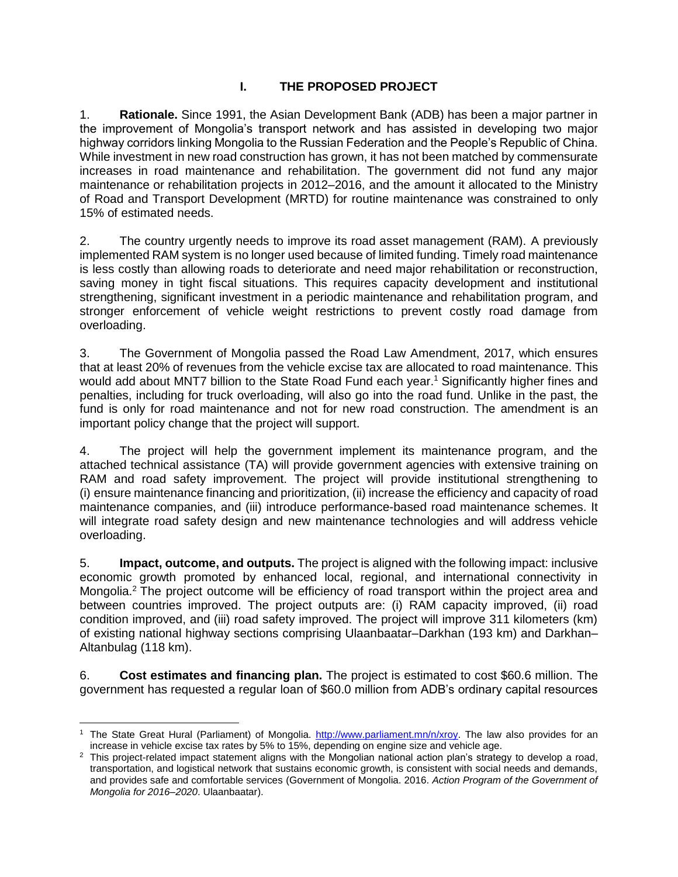# I. THE PROPOSED PROJECT

1. **Rationale.** Since 1991, the Asian Development Bank (ADB) has been a major partner in the improvement of Mongolia's transport network and has assisted in developing two major highway corridors linking Mongolia to the Russian Federation and the People's Republic of China. While investment in new road construction has grown, it has not been matched by commensurate increases in road maintenance and rehabilitation. The government did not fund any major maintenance or rehabilitation projects in 2012–2016, and the amount it allocated to the Ministry of Road and Transport Development (MRTD) for routine maintenance was constrained to only 15% of estimated needs.

2. The country urgently needs to improve its road asset management (RAM). A previously implemented RAM system is no longer used because of limited funding. Timely road maintenance is less costly than allowing roads to deteriorate and need major rehabilitation or reconstruction, saving money in tight fiscal situations. This requires capacity development and institutional strengthening, significant investment in a periodic maintenance and rehabilitation program, and stronger enforcement of vehicle weight restrictions to prevent costly road damage from overloading.

3. The Government of Mongolia passed the Road Law Amendment, 2017, which ensures that at least 20% of revenues from the vehicle excise tax are allocated to road maintenance. This would add about MNT7 billion to the State Road Fund each year.[1] Significantly higher fines and penalties, including for truck overloading, will also go into the road fund. Unlike in the past, the fund is only for road maintenance and not for new road construction. The amendment is an important policy change that the project will support.

4. The project will help the government implement its maintenance program, and the attached technical assistance (TA) will provide government agencies with extensive training on RAM and road safety improvement. The project will provide institutional strengthening to (i) ensure maintenance financing and prioritization, (ii) increase the efficiency and capacity of road maintenance companies, and (iii) introduce performance-based road maintenance schemes. It will integrate road safety design and new maintenance technologies and will address vehicle overloading.

5. **Impact, outcome, and outputs.** The project is aligned with the following impact: inclusive economic growth promoted by enhanced local, regional, and international connectivity in Mongolia.[2] The project outcome will be efficiency of road transport within the project area and between countries improved. The project outputs are: (i) RAM capacity improved, (ii) road condition improved, and (iii) road safety improved. The project will improve 311 kilometers (km) of existing national highway sections comprising Ulaanbaatar–Darkhan (193 km) and Darkhan–Altanbulag (118 km).

6. **Cost estimates and financing plan.** The project is estimated to cost $60.6 million. The government has requested a regular loan of $60.0 million from ADB's ordinary capital resources

---

[1] The State Great Hural (Parliament) of Mongolia. http://www.parliament.mn/n/xroy. The law also provides for an increase in vehicle excise tax rates by 5% to 15%, depending on engine size and vehicle age.

[2] This project-related impact statement aligns with the Mongolian national action plan's strategy to develop a road, transportation, and logistical network that sustains economic growth, is consistent with social needs and demands, and provides safe and comfortable services (Government of Mongolia. 2016. *Action Program of the Government of Mongolia for 2016–2020*. Ulaanbaatar).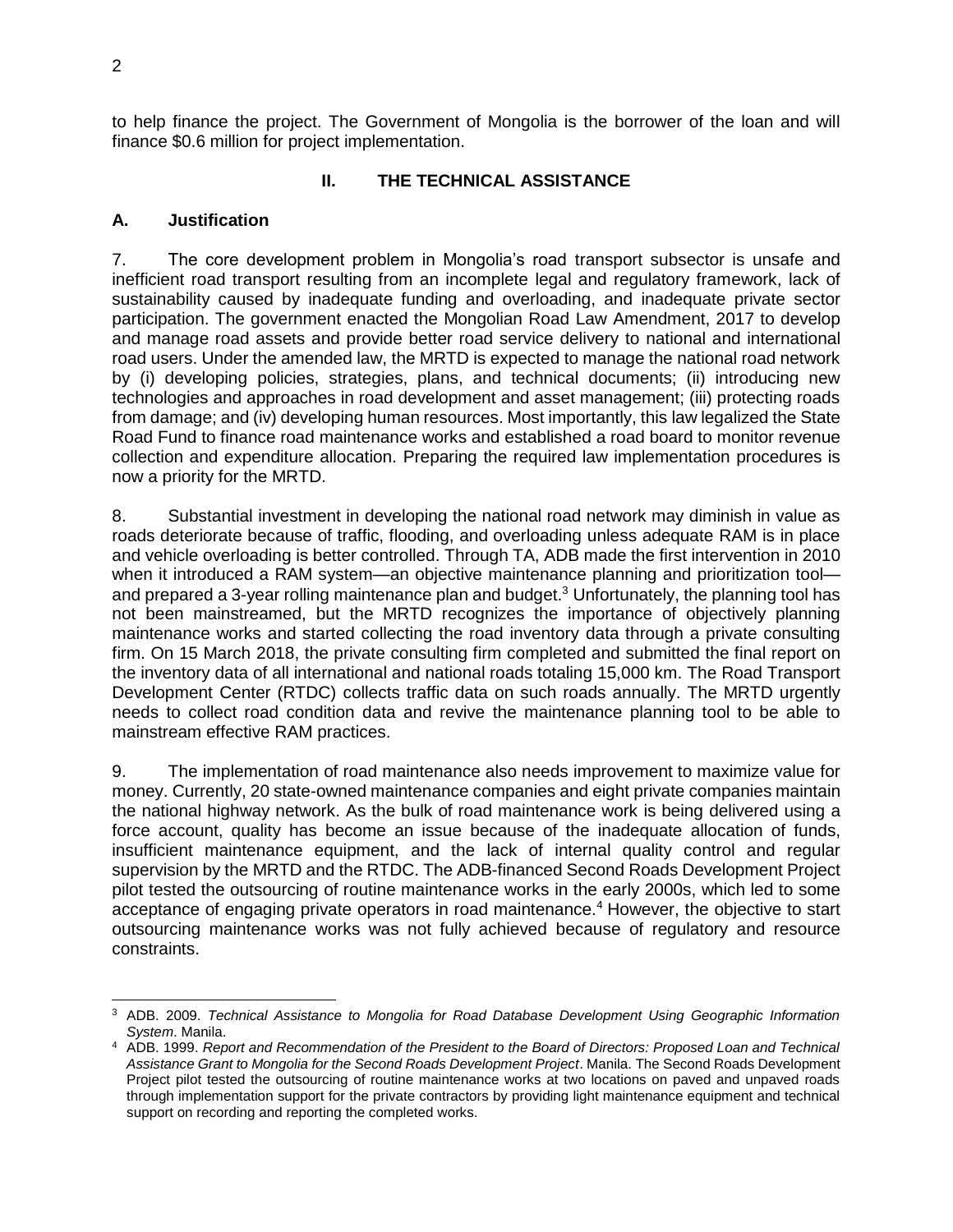to help finance the project. The Government of Mongolia is the borrower of the loan and will finance $0.6 million for project implementation.

## II. THE TECHNICAL ASSISTANCE

### A. Justification

7. The core development problem in Mongolia's road transport subsector is unsafe and inefficient road transport resulting from an incomplete legal and regulatory framework, lack of sustainability caused by inadequate funding and overloading, and inadequate private sector participation. The government enacted the Mongolian Road Law Amendment, 2017 to develop and manage road assets and provide better road service delivery to national and international road users. Under the amended law, the MRTD is expected to manage the national road network by (i) developing policies, strategies, plans, and technical documents; (ii) introducing new technologies and approaches in road development and asset management; (iii) protecting roads from damage; and (iv) developing human resources. Most importantly, this law legalized the State Road Fund to finance road maintenance works and established a road board to monitor revenue collection and expenditure allocation. Preparing the required law implementation procedures is now a priority for the MRTD.

8. Substantial investment in developing the national road network may diminish in value as roads deteriorate because of traffic, flooding, and overloading unless adequate RAM is in place and vehicle overloading is better controlled. Through TA, ADB made the first intervention in 2010 when it introduced a RAM system—an objective maintenance planning and prioritization tool—and prepared a 3-year rolling maintenance plan and budget.[3] Unfortunately, the planning tool has not been mainstreamed, but the MRTD recognizes the importance of objectively planning maintenance works and started collecting the road inventory data through a private consulting firm. On 15 March 2018, the private consulting firm completed and submitted the final report on the inventory data of all international and national roads totaling 15,000 km. The Road Transport Development Center (RTDC) collects traffic data on such roads annually. The MRTD urgently needs to collect road condition data and revive the maintenance planning tool to be able to mainstream effective RAM practices.

9. The implementation of road maintenance also needs improvement to maximize value for money. Currently, 20 state-owned maintenance companies and eight private companies maintain the national highway network. As the bulk of road maintenance work is being delivered using a force account, quality has become an issue because of the inadequate allocation of funds, insufficient maintenance equipment, and the lack of internal quality control and regular supervision by the MRTD and the RTDC. The ADB-financed Second Roads Development Project pilot tested the outsourcing of routine maintenance works in the early 2000s, which led to some acceptance of engaging private operators in road maintenance.[4] However, the objective to start outsourcing maintenance works was not fully achieved because of regulatory and resource constraints.

---

[3] ADB. 2009. *Technical Assistance to Mongolia for Road Database Development Using Geographic Information System*. Manila.

[4] ADB. 1999. *Report and Recommendation of the President to the Board of Directors: Proposed Loan and Technical Assistance Grant to Mongolia for the Second Roads Development Project*. Manila. The Second Roads Development Project pilot tested the outsourcing of routine maintenance works at two locations on paved and unpaved roads through implementation support for the private contractors by providing light maintenance equipment and technical support on recording and reporting the completed works.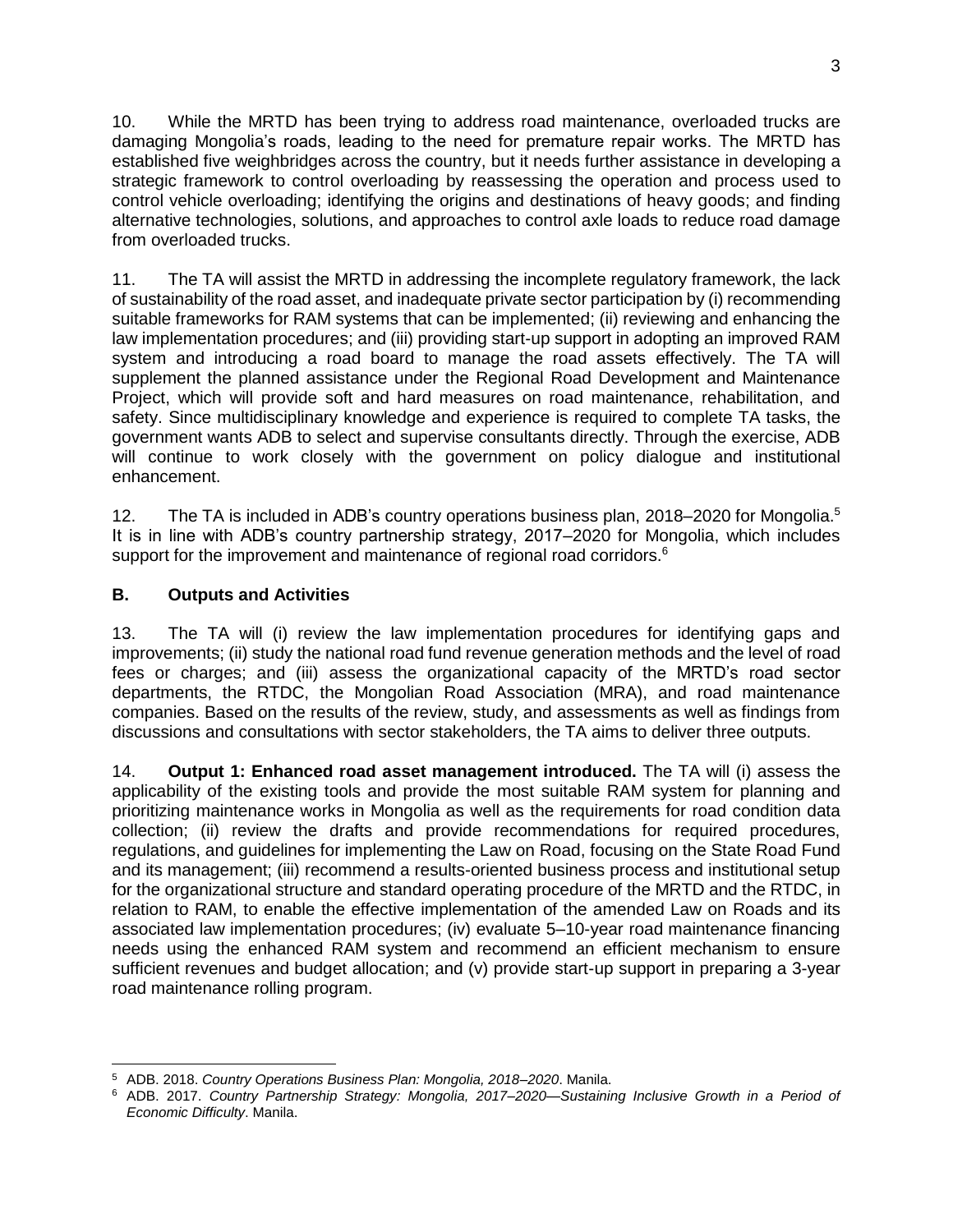10. While the MRTD has been trying to address road maintenance, overloaded trucks are damaging Mongolia's roads, leading to the need for premature repair works. The MRTD has established five weighbridges across the country, but it needs further assistance in developing a strategic framework to control overloading by reassessing the operation and process used to control vehicle overloading; identifying the origins and destinations of heavy goods; and finding alternative technologies, solutions, and approaches to control axle loads to reduce road damage from overloaded trucks.

11. The TA will assist the MRTD in addressing the incomplete regulatory framework, the lack of sustainability of the road asset, and inadequate private sector participation by (i) recommending suitable frameworks for RAM systems that can be implemented; (ii) reviewing and enhancing the law implementation procedures; and (iii) providing start-up support in adopting an improved RAM system and introducing a road board to manage the road assets effectively. The TA will supplement the planned assistance under the Regional Road Development and Maintenance Project, which will provide soft and hard measures on road maintenance, rehabilitation, and safety. Since multidisciplinary knowledge and experience is required to complete TA tasks, the government wants ADB to select and supervise consultants directly. Through the exercise, ADB will continue to work closely with the government on policy dialogue and institutional enhancement.

12. The TA is included in ADB's country operations business plan, 2018–2020 for Mongolia.[5] It is in line with ADB's country partnership strategy, 2017–2020 for Mongolia, which includes support for the improvement and maintenance of regional road corridors.[6]

## B. Outputs and Activities

13. The TA will (i) review the law implementation procedures for identifying gaps and improvements; (ii) study the national road fund revenue generation methods and the level of road fees or charges; and (iii) assess the organizational capacity of the MRTD's road sector departments, the RTDC, the Mongolian Road Association (MRA), and road maintenance companies. Based on the results of the review, study, and assessments as well as findings from discussions and consultations with sector stakeholders, the TA aims to deliver three outputs.

14. **Output 1: Enhanced road asset management introduced.** The TA will (i) assess the applicability of the existing tools and provide the most suitable RAM system for planning and prioritizing maintenance works in Mongolia as well as the requirements for road condition data collection; (ii) review the drafts and provide recommendations for required procedures, regulations, and guidelines for implementing the Law on Road, focusing on the State Road Fund and its management; (iii) recommend a results-oriented business process and institutional setup for the organizational structure and standard operating procedure of the MRTD and the RTDC, in relation to RAM, to enable the effective implementation of the amended Law on Roads and its associated law implementation procedures; (iv) evaluate 5–10-year road maintenance financing needs using the enhanced RAM system and recommend an efficient mechanism to ensure sufficient revenues and budget allocation; and (v) provide start-up support in preparing a 3-year road maintenance rolling program.

---

[5] ADB. 2018. *Country Operations Business Plan: Mongolia, 2018–2020*. Manila.

[6] ADB. 2017. *Country Partnership Strategy: Mongolia, 2017–2020—Sustaining Inclusive Growth in a Period of Economic Difficulty*. Manila.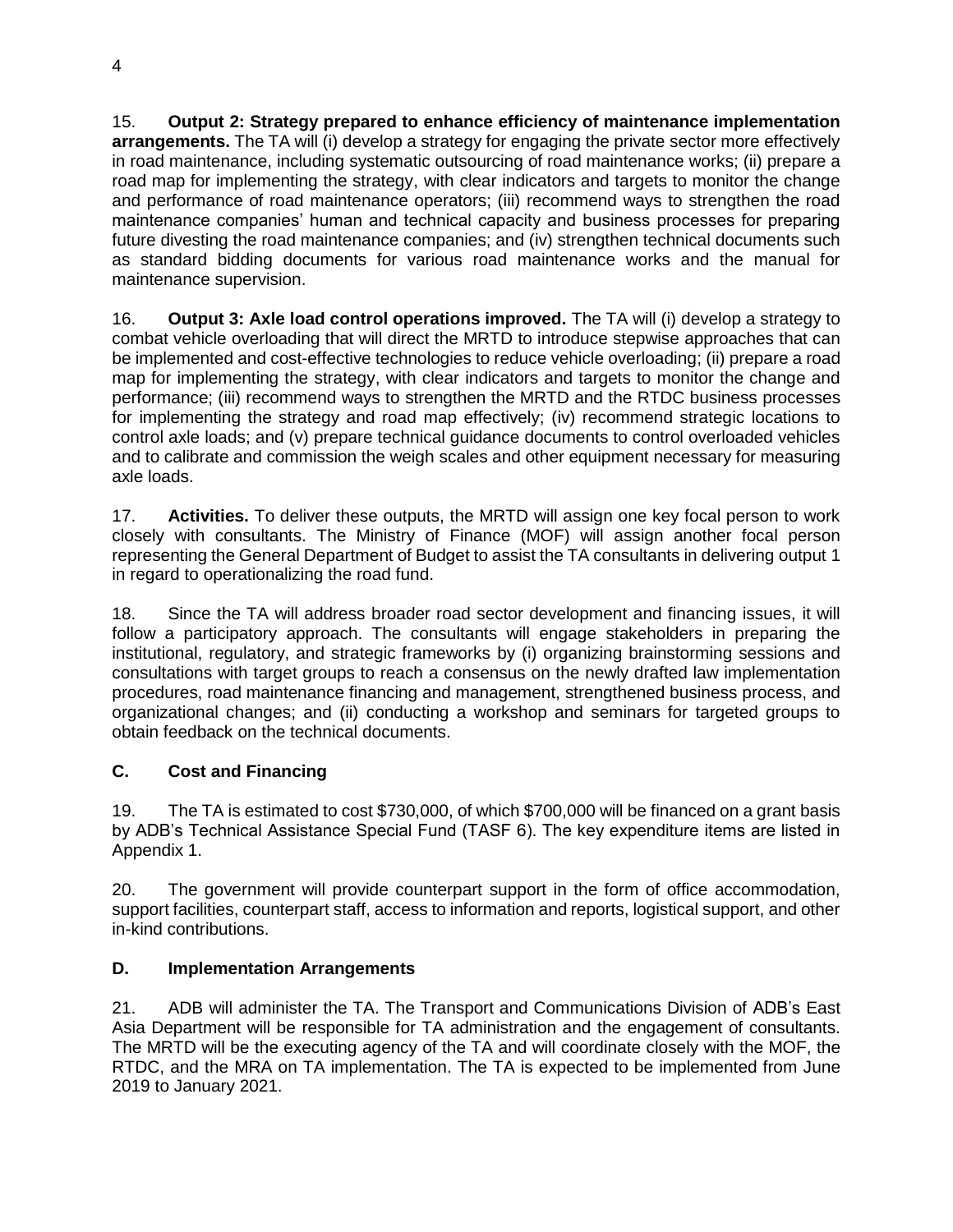15. **Output 2: Strategy prepared to enhance efficiency of maintenance implementation arrangements.** The TA will (i) develop a strategy for engaging the private sector more effectively in road maintenance, including systematic outsourcing of road maintenance works; (ii) prepare a road map for implementing the strategy, with clear indicators and targets to monitor the change and performance of road maintenance operators; (iii) recommend ways to strengthen the road maintenance companies' human and technical capacity and business processes for preparing future divesting the road maintenance companies; and (iv) strengthen technical documents such as standard bidding documents for various road maintenance works and the manual for maintenance supervision.

16. **Output 3: Axle load control operations improved.** The TA will (i) develop a strategy to combat vehicle overloading that will direct the MRTD to introduce stepwise approaches that can be implemented and cost-effective technologies to reduce vehicle overloading; (ii) prepare a road map for implementing the strategy, with clear indicators and targets to monitor the change and performance; (iii) recommend ways to strengthen the MRTD and the RTDC business processes for implementing the strategy and road map effectively; (iv) recommend strategic locations to control axle loads; and (v) prepare technical guidance documents to control overloaded vehicles and to calibrate and commission the weigh scales and other equipment necessary for measuring axle loads.

17. **Activities.** To deliver these outputs, the MRTD will assign one key focal person to work closely with consultants. The Ministry of Finance (MOF) will assign another focal person representing the General Department of Budget to assist the TA consultants in delivering output 1 in regard to operationalizing the road fund.

18. Since the TA will address broader road sector development and financing issues, it will follow a participatory approach. The consultants will engage stakeholders in preparing the institutional, regulatory, and strategic frameworks by (i) organizing brainstorming sessions and consultations with target groups to reach a consensus on the newly drafted law implementation procedures, road maintenance financing and management, strengthened business process, and organizational changes; and (ii) conducting a workshop and seminars for targeted groups to obtain feedback on the technical documents.

## C. Cost and Financing

19. The TA is estimated to cost $730,000, of which $700,000 will be financed on a grant basis by ADB's Technical Assistance Special Fund (TASF 6). The key expenditure items are listed in Appendix 1.

20. The government will provide counterpart support in the form of office accommodation, support facilities, counterpart staff, access to information and reports, logistical support, and other in-kind contributions.

## D. Implementation Arrangements

21. ADB will administer the TA. The Transport and Communications Division of ADB's East Asia Department will be responsible for TA administration and the engagement of consultants. The MRTD will be the executing agency of the TA and will coordinate closely with the MOF, the RTDC, and the MRA on TA implementation. The TA is expected to be implemented from June 2019 to January 2021.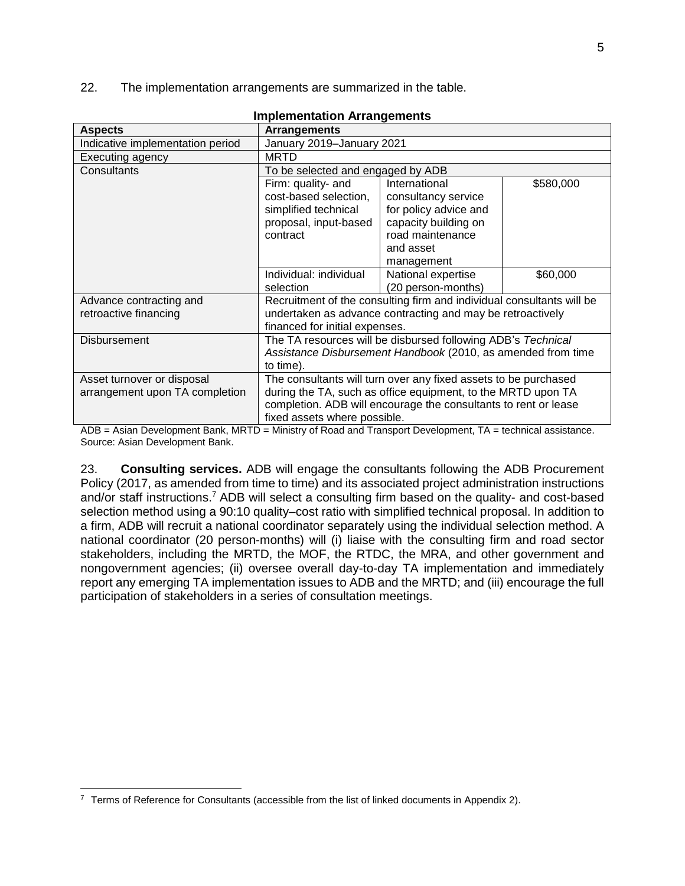22. The implementation arrangements are summarized in the table.

**Implementation Arrangements**

| Aspects | Arrangements | | |
|---|---|---|---|
| Indicative implementation period | January 2019–January 2021 | | |
| Executing agency | MRTD | | |
| Consultants | To be selected and engaged by ADB | | |
| | Firm: quality- and cost-based selection, simplified technical proposal, input-based contract | International consultancy service for policy advice and capacity building on road maintenance and asset management | $580,000 |
| | Individual: individual selection | National expertise (20 person-months) | $60,000 |
| Advance contracting and retroactive financing | Recruitment of the consulting firm and individual consultants will be undertaken as advance contracting and may be retroactively financed for initial expenses. | | |
| Disbursement | The TA resources will be disbursed following ADB's *Technical Assistance Disbursement Handbook* (2010, as amended from time to time). | | |
| Asset turnover or disposal arrangement upon TA completion | The consultants will turn over any fixed assets to be purchased during the TA, such as office equipment, to the MRTD upon TA completion. ADB will encourage the consultants to rent or lease fixed assets where possible. | | |

ADB = Asian Development Bank, MRTD = Ministry of Road and Transport Development, TA = technical assistance.
Source: Asian Development Bank.

23. **Consulting services.** ADB will engage the consultants following the ADB Procurement Policy (2017, as amended from time to time) and its associated project administration instructions and/or staff instructions.[7] ADB will select a consulting firm based on the quality- and cost-based selection method using a 90:10 quality–cost ratio with simplified technical proposal. In addition to a firm, ADB will recruit a national coordinator separately using the individual selection method. A national coordinator (20 person-months) will (i) liaise with the consulting firm and road sector stakeholders, including the MRTD, the MOF, the RTDC, the MRA, and other government and nongovernment agencies; (ii) oversee overall day-to-day TA implementation and immediately report any emerging TA implementation issues to ADB and the MRTD; and (iii) encourage the full participation of stakeholders in a series of consultation meetings.

[7] Terms of Reference for Consultants (accessible from the list of linked documents in Appendix 2).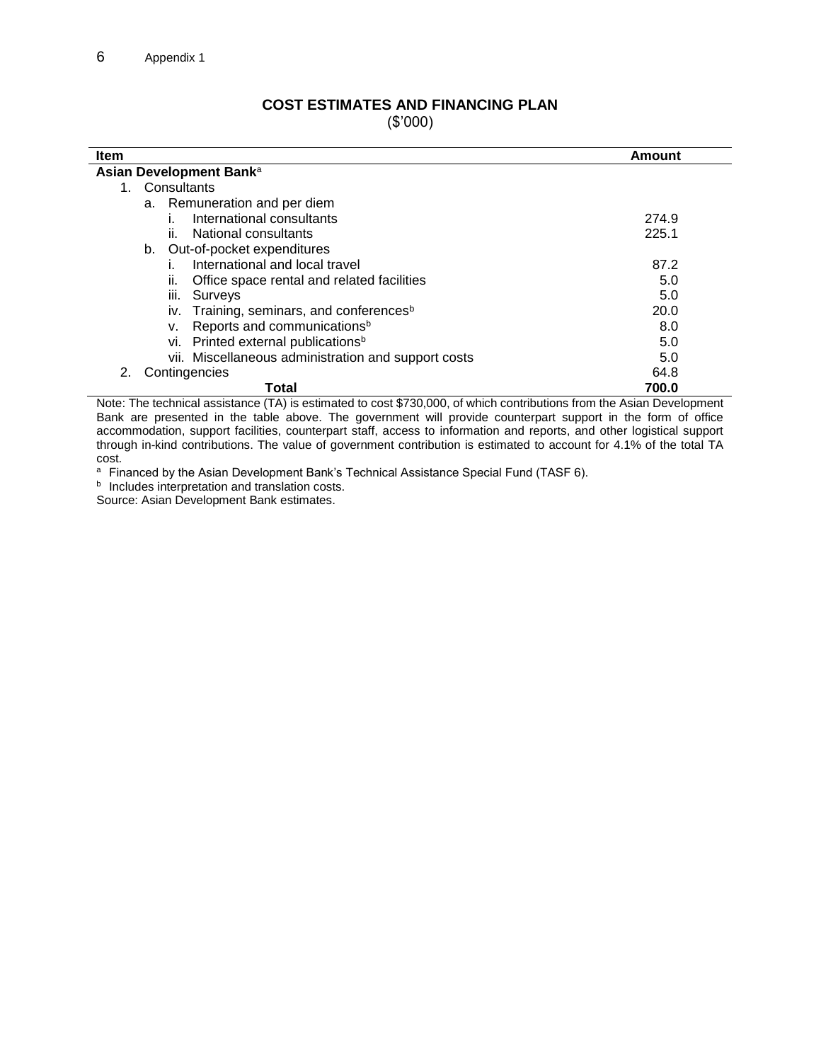## COST ESTIMATES AND FINANCING PLAN

($'000)

| Item | Amount |
|---|---|
| **Asian Development Bank**[a] | |
| 1. Consultants | |
| a. Remuneration and per diem | |
| i. International consultants | 274.9 |
| ii. National consultants | 225.1 |
| b. Out-of-pocket expenditures | |
| i. International and local travel | 87.2 |
| ii. Office space rental and related facilities | 5.0 |
| iii. Surveys | 5.0 |
| iv. Training, seminars, and conferences[b] | 20.0 |
| v. Reports and communications[b] | 8.0 |
| vi. Printed external publications[b] | 5.0 |
| vii. Miscellaneous administration and support costs | 5.0 |
| 2. Contingencies | 64.8 |
| **Total** | **700.0** |

Note: The technical assistance (TA) is estimated to cost $730,000, of which contributions from the Asian Development Bank are presented in the table above. The government will provide counterpart support in the form of office accommodation, support facilities, counterpart staff, access to information and reports, and other logistical support through in-kind contributions. The value of government contribution is estimated to account for 4.1% of the total TA cost.

[a] Financed by the Asian Development Bank's Technical Assistance Special Fund (TASF 6).

[b] Includes interpretation and translation costs.

Source: Asian Development Bank estimates.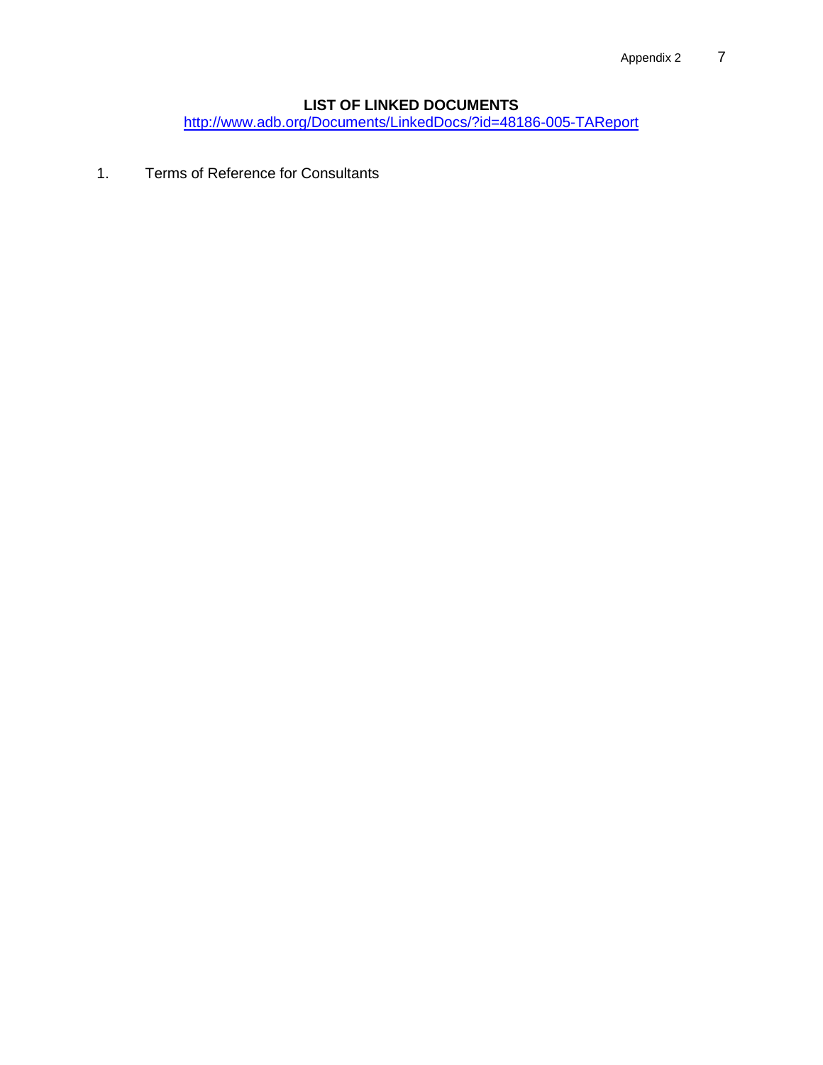**LIST OF LINKED DOCUMENTS**

http://www.adb.org/Documents/LinkedDocs/?id=48186-005-TAReport

1. Terms of Reference for Consultants